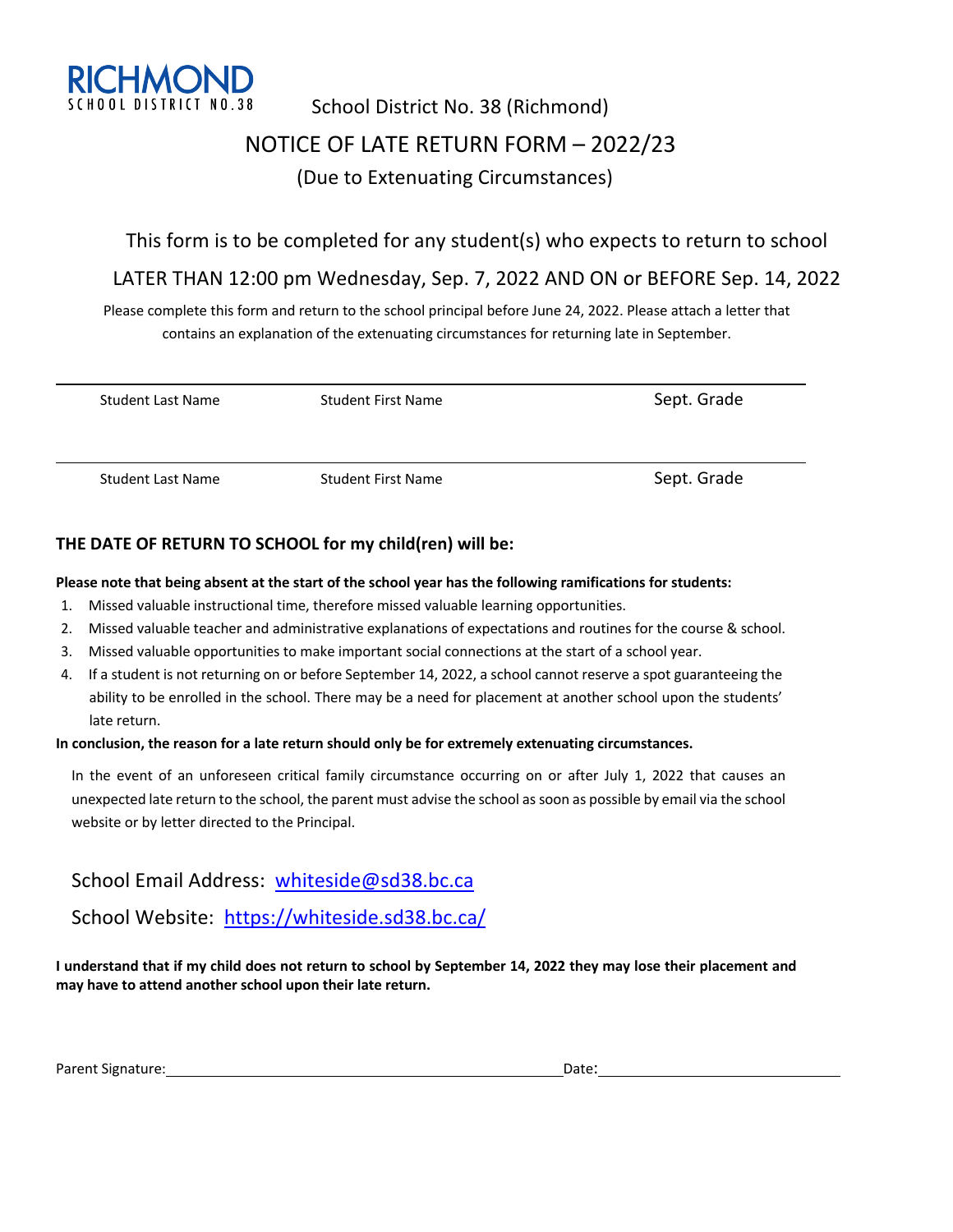RICHMOND
SCHOOL DISTRICT NO.38

School District No. 38 (Richmond)

# NOTICE OF LATE RETURN FORM – 2022/23

## (Due to Extenuating Circumstances)

This form is to be completed for any student(s) who expects to return to school

LATER THAN 12:00 pm Wednesday, Sep. 7, 2022 AND ON or BEFORE Sep. 14, 2022

Please complete this form and return to the school principal before June 24, 2022. Please attach a letter that contains an explanation of the extenuating circumstances for returning late in September.

| Student Last Name | Student First Name | Sept. Grade |
|---|---|---|
| | | |
| Student Last Name | Student First Name | Sept. Grade |
| | | |

**THE DATE OF RETURN TO SCHOOL for my child(ren) will be:**

**Please note that being absent at the start of the school year has the following ramifications for students:**

1. Missed valuable instructional time, therefore missed valuable learning opportunities.
2. Missed valuable teacher and administrative explanations of expectations and routines for the course & school.
3. Missed valuable opportunities to make important social connections at the start of a school year.
4. If a student is not returning on or before September 14, 2022, a school cannot reserve a spot guaranteeing the ability to be enrolled in the school. There may be a need for placement at another school upon the students' late return.

**In conclusion, the reason for a late return should only be for extremely extenuating circumstances.**

In the event of an unforeseen critical family circumstance occurring on or after July 1, 2022 that causes an unexpected late return to the school, the parent must advise the school as soon as possible by email via the school website or by letter directed to the Principal.

School Email Address: whiteside@sd38.bc.ca

School Website: https://whiteside.sd38.bc.ca/

**I understand that if my child does not return to school by September 14, 2022 they may lose their placement and may have to attend another school upon their late return.**

Parent Signature:\_\_\_\_\_\_\_\_\_\_\_\_\_\_\_\_\_\_\_\_\_\_\_\_\_\_\_\_\_\_ Date:\_\_\_\_\_\_\_\_\_\_\_\_\_\_\_\_\_\_\_\_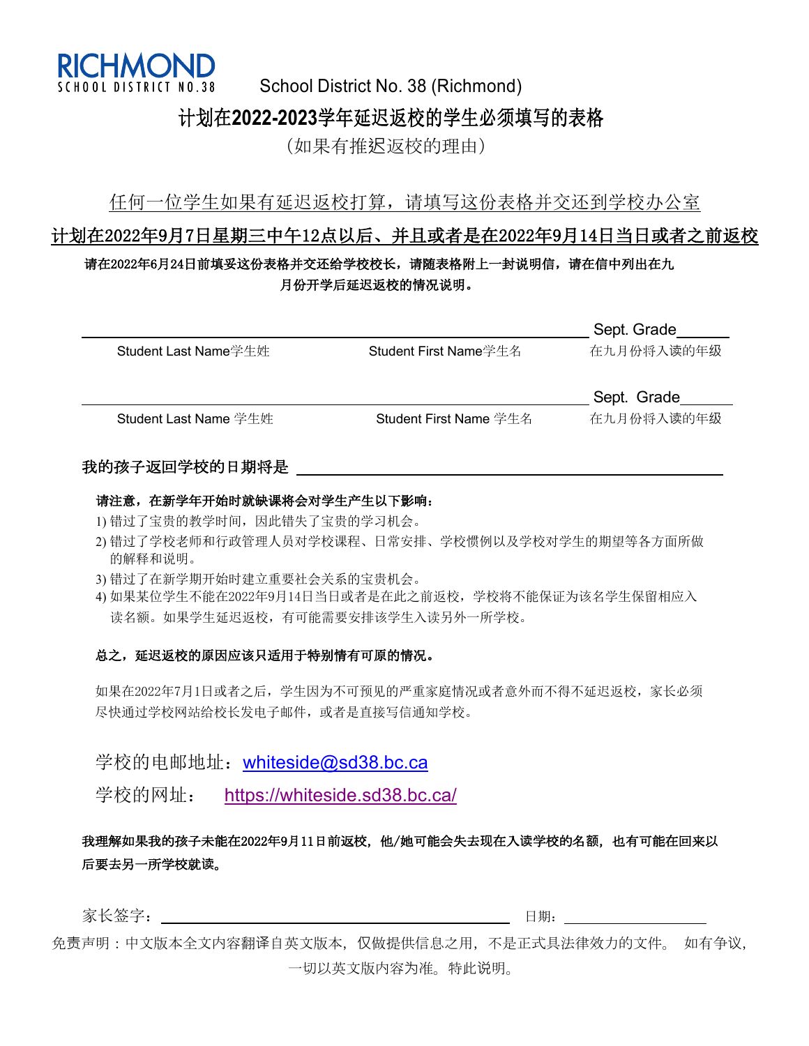RICHMOND SCHOOL DISTRICT NO.38 School District No. 38 (Richmond)

# 计划在2022-2023学年延迟返校的学生必须填写的表格

（如果有推迟返校的理由）

<u>任何一位学生如果有延迟返校打算，请填写这份表格并交还到学校办公室</u>

<u>计划在2022年9月7日星期三中午12点以后、并且或者是在2022年9月14日当日或者之前返校</u>

**请在2022年6月24日前填妥这份表格并交还给学校校长，请随表格附上一封说明信，请在信中列出在九月份开学后延迟返校的情况说明。**

| | | |
|---|---|---|
| ______________________ | ______________________ | Sept. Grade______ |
| Student Last Name学生姓 | Student First Name学生名 | 在九月份将入读的年级 |
| ______________________ | ______________________ | Sept. Grade______ |
| Student Last Name 学生姓 | Student First Name 学生名 | 在九月份将入读的年级 |

**我的孩子返回学校的日期将是** ______________________________________________

**请注意，在新学年开始时就缺课将会对学生产生以下影响：**

1) 错过了宝贵的教学时间，因此错失了宝贵的学习机会。
2) 错过了学校老师和行政管理人员对学校课程、日常安排、学校惯例以及学校对学生的期望等各方面所做的解释和说明。
3) 错过了在新学期开始时建立重要社会关系的宝贵机会。
4) 如果某位学生不能在2022年9月14日当日或者是在此之前返校，学校将不能保证为该名学生保留相应入读名额。如果学生延迟返校，有可能需要安排该学生入读另外一所学校。

**总之，延迟返校的原因应该只适用于特别情有可原的情况。**

如果在2022年7月1日或者之后，学生因为不可预见的严重家庭情况或者意外而不得不延迟返校，家长必须尽快通过学校网站给校长发电子邮件，或者是直接写信通知学校。

学校的电邮地址：whiteside@sd38.bc.ca

学校的网址： https://whiteside.sd38.bc.ca/

**我理解如果我的孩子未能在2022年9月11日前返校，他/她可能会失去现在入读学校的名额，也有可能在回来以后要去另一所学校就读。**

家长签字：______________________________ 日期：______________

免责声明：中文版本全文内容翻译自英文版本，仅做提供信息之用，不是正式具法律效力的文件。 如有争议，一切以英文版内容为准。特此说明。